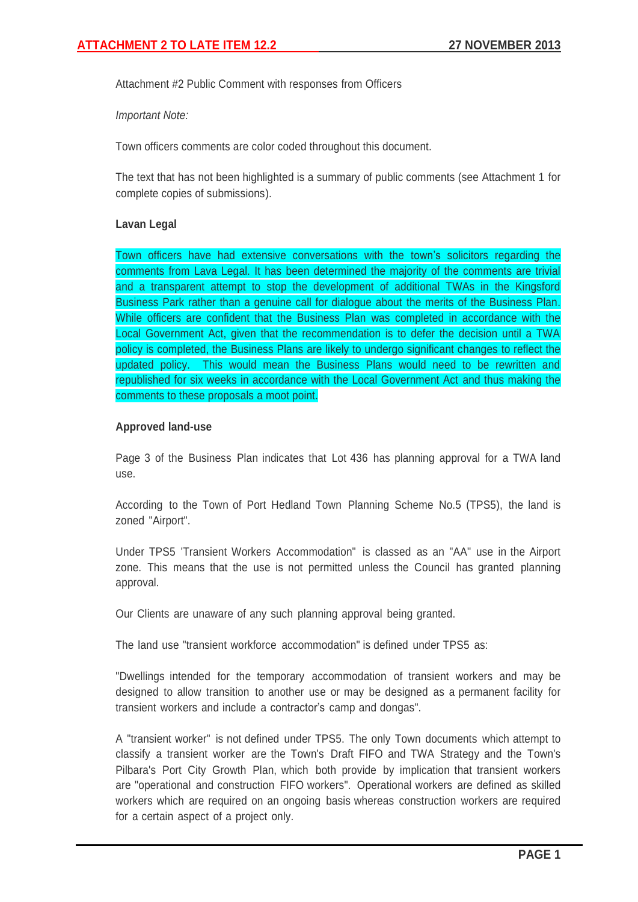Attachment #2 Public Comment with responses from Officers

*Important Note:*

Town officers comments are color coded throughout this document.

The text that has not been highlighted is a summary of public comments (see Attachment 1 for complete copies of submissions).

**Lavan Legal**

Town officers have had extensive conversations with the town's solicitors regarding the comments from Lava Legal. It has been determined the majority of the comments are trivial and a transparent attempt to stop the development of additional TWAs in the Kingsford Business Park rather than a genuine call for dialogue about the merits of the Business Plan. While officers are confident that the Business Plan was completed in accordance with the Local Government Act, given that the recommendation is to defer the decision until a TWA policy is completed, the Business Plans are likely to undergo significant changes to reflect the updated policy. This would mean the Business Plans would need to be rewritten and republished for six weeks in accordance with the Local Government Act and thus making the comments to these proposals a moot point.

**Approved land-use**

Page 3 of the Business Plan indicates that Lot 436 has planning approval for a TWA land use.

According to the Town of Port Hedland Town Planning Scheme No.5 (TPS5), the land is zoned "Airport".

Under TPS5 'Transient Workers Accommodation" is classed as an "AA" use in the Airport zone. This means that the use is not permitted unless the Council has granted planning approval.

Our Clients are unaware of any such planning approval being granted.

The land use "transient workforce accommodation" is defined under TPS5 as:

"Dwellings intended for the temporary accommodation of transient workers and may be designed to allow transition to another use or may be designed as a permanent facility for transient workers and include a contractor's camp and dongas".

A "transient worker" is not defined under TPS5. The only Town documents which attempt to classify a transient worker are the Town's Draft FIFO and TWA Strategy and the Town's Pilbara's Port City Growth Plan, which both provide by implication that transient workers are "operational and construction FIFO workers". Operational workers are defined as skilled workers which are required on an ongoing basis whereas construction workers are required for a certain aspect of a project only.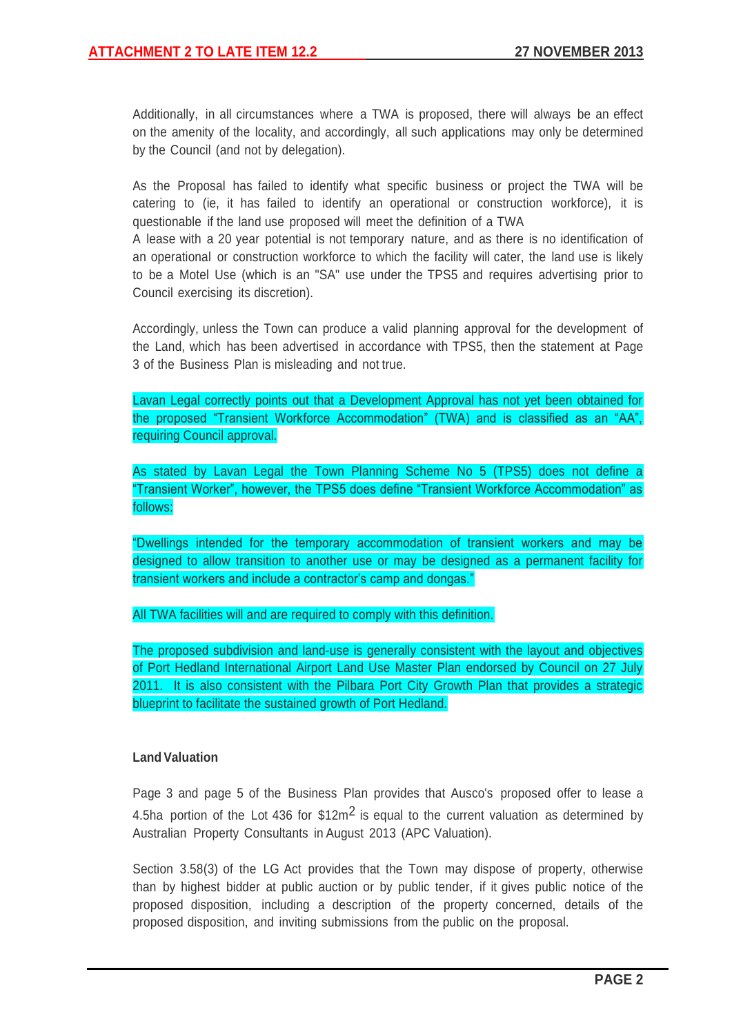Additionally, in all circumstances where a TWA is proposed, there will always be an effect on the amenity of the locality, and accordingly, all such applications may only be determined by the Council (and not by delegation).

As the Proposal has failed to identify what specific business or project the TWA will be catering to (ie, it has failed to identify an operational or construction workforce), it is questionable if the land use proposed will meet the definition of a TWA
A lease with a 20 year potential is not temporary nature, and as there is no identification of an operational or construction workforce to which the facility will cater, the land use is likely to be a Motel Use (which is an "SA" use under the TPS5 and requires advertising prior to Council exercising its discretion).

Accordingly, unless the Town can produce a valid planning approval for the development of the Land, which has been advertised in accordance with TPS5, then the statement at Page 3 of the Business Plan is misleading and not true.

Lavan Legal correctly points out that a Development Approval has not yet been obtained for the proposed "Transient Workforce Accommodation" (TWA) and is classified as an "AA", requiring Council approval.

As stated by Lavan Legal the Town Planning Scheme No 5 (TPS5) does not define a "Transient Worker", however, the TPS5 does define "Transient Workforce Accommodation" as follows:

"Dwellings intended for the temporary accommodation of transient workers and may be designed to allow transition to another use or may be designed as a permanent facility for transient workers and include a contractor's camp and dongas."

All TWA facilities will and are required to comply with this definition.

The proposed subdivision and land-use is generally consistent with the layout and objectives of Port Hedland International Airport Land Use Master Plan endorsed by Council on 27 July 2011. It is also consistent with the Pilbara Port City Growth Plan that provides a strategic blueprint to facilitate the sustained growth of Port Hedland.

**Land Valuation**

Page 3 and page 5 of the Business Plan provides that Ausco's proposed offer to lease a 4.5ha portion of the Lot 436 for $12m$^2$ is equal to the current valuation as determined by Australian Property Consultants in August 2013 (APC Valuation).

Section 3.58(3) of the LG Act provides that the Town may dispose of property, otherwise than by highest bidder at public auction or by public tender, if it gives public notice of the proposed disposition, including a description of the property concerned, details of the proposed disposition, and inviting submissions from the public on the proposal.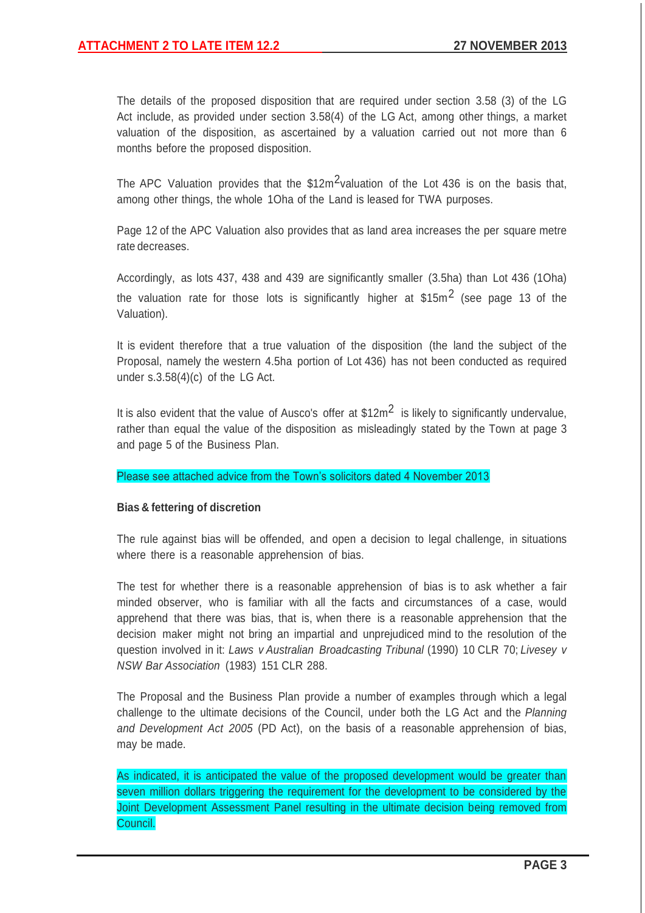The details of the proposed disposition that are required under section 3.58 (3) of the LG Act include, as provided under section 3.58(4) of the LG Act, among other things, a market valuation of the disposition, as ascertained by a valuation carried out not more than 6 months before the proposed disposition.

The APC Valuation provides that the $12m^2$valuation of the Lot 436 is on the basis that, among other things, the whole 1Oha of the Land is leased for TWA purposes.

Page 12 of the APC Valuation also provides that as land area increases the per square metre rate decreases.

Accordingly, as lots 437, 438 and 439 are significantly smaller (3.5ha) than Lot 436 (1Oha) the valuation rate for those lots is significantly higher at $15m^2$ (see page 13 of the Valuation).

It is evident therefore that a true valuation of the disposition (the land the subject of the Proposal, namely the western 4.5ha portion of Lot 436) has not been conducted as required under s.3.58(4)(c) of the LG Act.

It is also evident that the value of Ausco's offer at $12m^2$ is likely to significantly undervalue, rather than equal the value of the disposition as misleadingly stated by the Town at page 3 and page 5 of the Business Plan.

Please see attached advice from the Town's solicitors dated 4 November 2013

**Bias & fettering of discretion**

The rule against bias will be offended, and open a decision to legal challenge, in situations where there is a reasonable apprehension of bias.

The test for whether there is a reasonable apprehension of bias is to ask whether a fair minded observer, who is familiar with all the facts and circumstances of a case, would apprehend that there was bias, that is, when there is a reasonable apprehension that the decision maker might not bring an impartial and unprejudiced mind to the resolution of the question involved in it: *Laws v Australian Broadcasting Tribunal* (1990) 10 CLR 70; *Livesey v NSW Bar Association* (1983) 151 CLR 288.

The Proposal and the Business Plan provide a number of examples through which a legal challenge to the ultimate decisions of the Council, under both the LG Act and the *Planning and Development Act 2005* (PD Act), on the basis of a reasonable apprehension of bias, may be made.

As indicated, it is anticipated the value of the proposed development would be greater than seven million dollars triggering the requirement for the development to be considered by the Joint Development Assessment Panel resulting in the ultimate decision being removed from Council.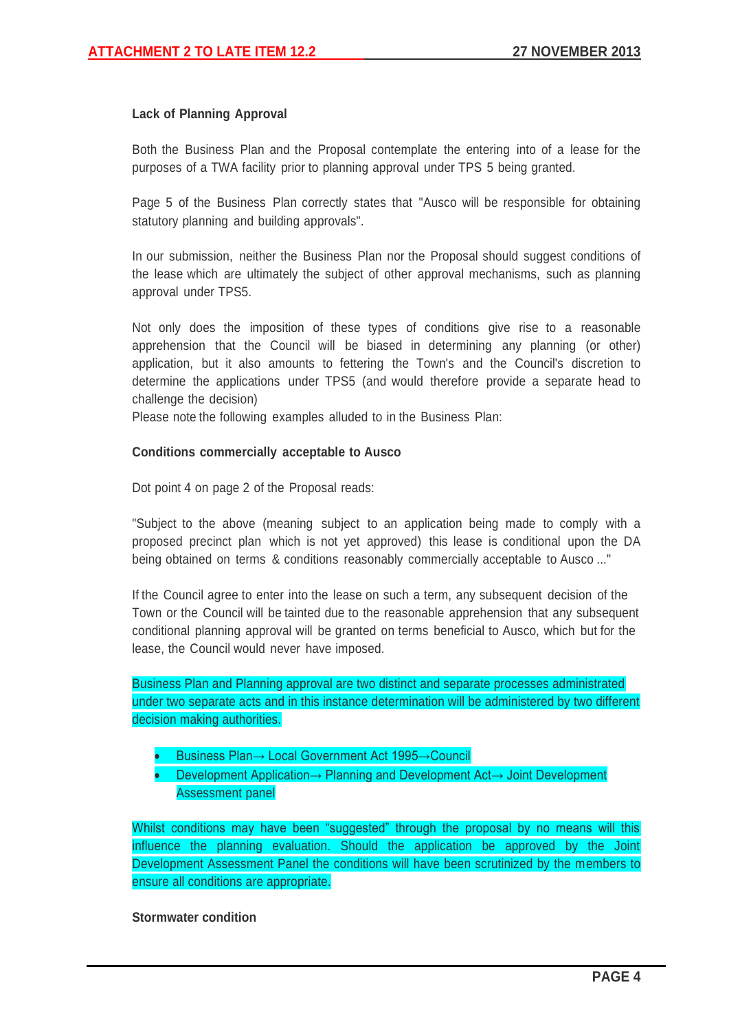**Lack of Planning Approval**

Both the Business Plan and the Proposal contemplate the entering into of a lease for the purposes of a TWA facility prior to planning approval under TPS 5 being granted.

Page 5 of the Business Plan correctly states that "Ausco will be responsible for obtaining statutory planning and building approvals".

In our submission, neither the Business Plan nor the Proposal should suggest conditions of the lease which are ultimately the subject of other approval mechanisms, such as planning approval under TPS5.

Not only does the imposition of these types of conditions give rise to a reasonable apprehension that the Council will be biased in determining any planning (or other) application, but it also amounts to fettering the Town's and the Council's discretion to determine the applications under TPS5 (and would therefore provide a separate head to challenge the decision)

Please note the following examples alluded to in the Business Plan:

**Conditions commercially acceptable to Ausco**

Dot point 4 on page 2 of the Proposal reads:

"Subject to the above (meaning subject to an application being made to comply with a proposed precinct plan which is not yet approved) this lease is conditional upon the DA being obtained on terms & conditions reasonably commercially acceptable to Ausco ..."

If the Council agree to enter into the lease on such a term, any subsequent decision of the Town or the Council will be tainted due to the reasonable apprehension that any subsequent conditional planning approval will be granted on terms beneficial to Ausco, which but for the lease, the Council would never have imposed.

Business Plan and Planning approval are two distinct and separate processes administrated under two separate acts and in this instance determination will be administered by two different decision making authorities.

- Business Plan→ Local Government Act 1995→Council
- Development Application→ Planning and Development Act→ Joint Development Assessment panel

Whilst conditions may have been "suggested" through the proposal by no means will this influence the planning evaluation. Should the application be approved by the Joint Development Assessment Panel the conditions will have been scrutinized by the members to ensure all conditions are appropriate.

**Stormwater condition**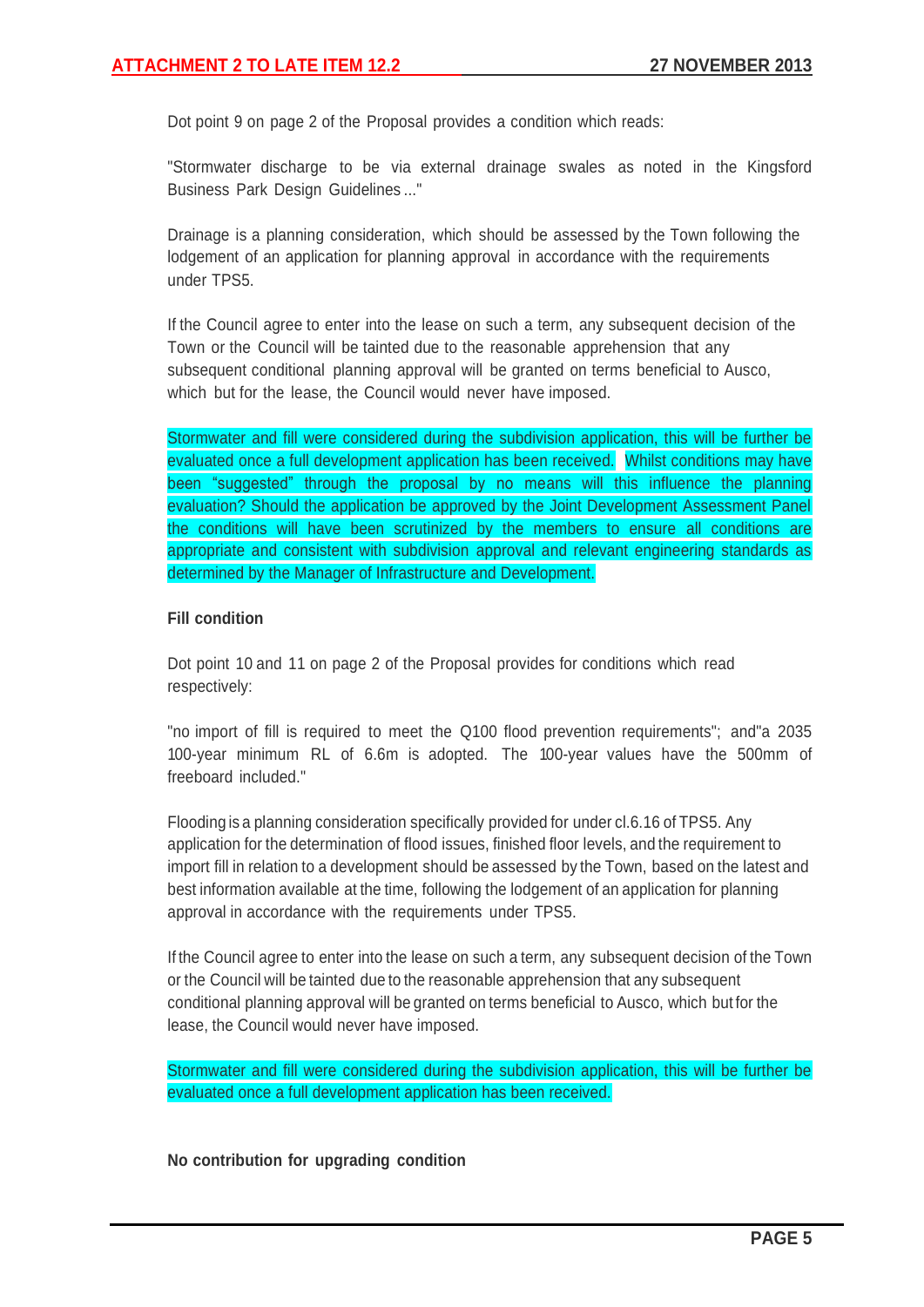Dot point 9 on page 2 of the Proposal provides a condition which reads:

"Stormwater discharge to be via external drainage swales as noted in the Kingsford Business Park Design Guidelines ..."

Drainage is a planning consideration, which should be assessed by the Town following the lodgement of an application for planning approval in accordance with the requirements under TPS5.

If the Council agree to enter into the lease on such a term, any subsequent decision of the Town or the Council will be tainted due to the reasonable apprehension that any subsequent conditional planning approval will be granted on terms beneficial to Ausco, which but for the lease, the Council would never have imposed.

Stormwater and fill were considered during the subdivision application, this will be further be evaluated once a full development application has been received. Whilst conditions may have been "suggested" through the proposal by no means will this influence the planning evaluation? Should the application be approved by the Joint Development Assessment Panel the conditions will have been scrutinized by the members to ensure all conditions are appropriate and consistent with subdivision approval and relevant engineering standards as determined by the Manager of Infrastructure and Development.

**Fill condition**

Dot point 10 and 11 on page 2 of the Proposal provides for conditions which read respectively:

"no import of fill is required to meet the Q100 flood prevention requirements"; and"a 2035 100-year minimum RL of 6.6m is adopted. The 100-year values have the 500mm of freeboard included."

Flooding is a planning consideration specifically provided for under cl.6.16 of TPS5. Any application for the determination of flood issues, finished floor levels, and the requirement to import fill in relation to a development should be assessed by the Town, based on the latest and best information available at the time, following the lodgement of an application for planning approval in accordance with the requirements under TPS5.

If the Council agree to enter into the lease on such a term, any subsequent decision of the Town or the Council will be tainted due to the reasonable apprehension that any subsequent conditional planning approval will be granted on terms beneficial to Ausco, which but for the lease, the Council would never have imposed.

Stormwater and fill were considered during the subdivision application, this will be further be evaluated once a full development application has been received.

**No contribution for upgrading condition**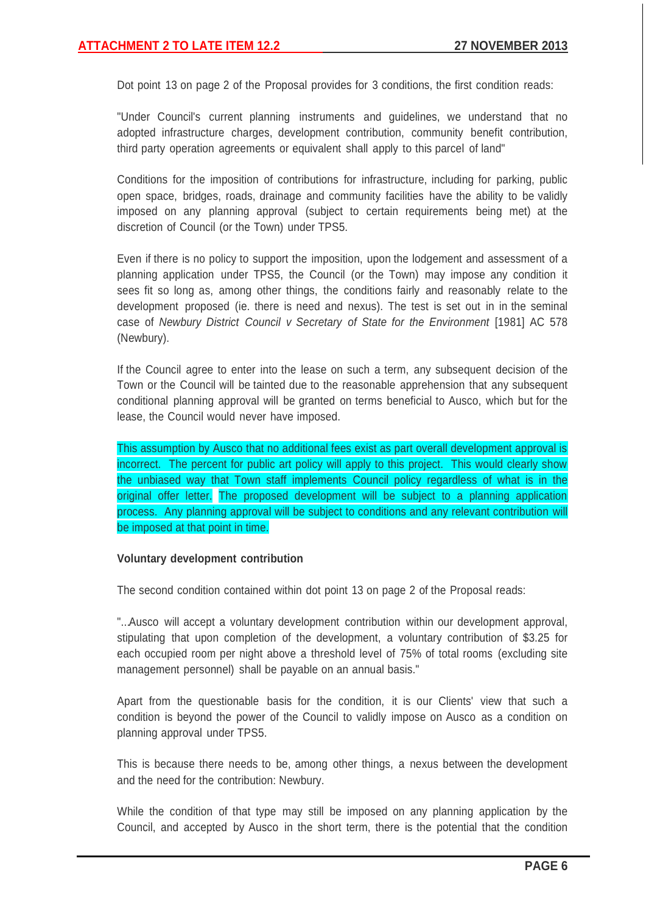Dot point 13 on page 2 of the Proposal provides for 3 conditions, the first condition reads:

"Under Council's current planning instruments and guidelines, we understand that no adopted infrastructure charges, development contribution, community benefit contribution, third party operation agreements or equivalent shall apply to this parcel of land"

Conditions for the imposition of contributions for infrastructure, including for parking, public open space, bridges, roads, drainage and community facilities have the ability to be validly imposed on any planning approval (subject to certain requirements being met) at the discretion of Council (or the Town) under TPS5.

Even if there is no policy to support the imposition, upon the lodgement and assessment of a planning application under TPS5, the Council (or the Town) may impose any condition it sees fit so long as, among other things, the conditions fairly and reasonably relate to the development proposed (ie. there is need and nexus). The test is set out in in the seminal case of *Newbury District Council v Secretary of State for the Environment* [1981] AC 578 (Newbury).

If the Council agree to enter into the lease on such a term, any subsequent decision of the Town or the Council will be tainted due to the reasonable apprehension that any subsequent conditional planning approval will be granted on terms beneficial to Ausco, which but for the lease, the Council would never have imposed.

This assumption by Ausco that no additional fees exist as part overall development approval is incorrect. The percent for public art policy will apply to this project. This would clearly show the unbiased way that Town staff implements Council policy regardless of what is in the original offer letter. The proposed development will be subject to a planning application process. Any planning approval will be subject to conditions and any relevant contribution will be imposed at that point in time.

**Voluntary development contribution**

The second condition contained within dot point 13 on page 2 of the Proposal reads:

"...Ausco will accept a voluntary development contribution within our development approval, stipulating that upon completion of the development, a voluntary contribution of $3.25 for each occupied room per night above a threshold level of 75% of total rooms (excluding site management personnel) shall be payable on an annual basis."

Apart from the questionable basis for the condition, it is our Clients' view that such a condition is beyond the power of the Council to validly impose on Ausco as a condition on planning approval under TPS5.

This is because there needs to be, among other things, a nexus between the development and the need for the contribution: Newbury.

While the condition of that type may still be imposed on any planning application by the Council, and accepted by Ausco in the short term, there is the potential that the condition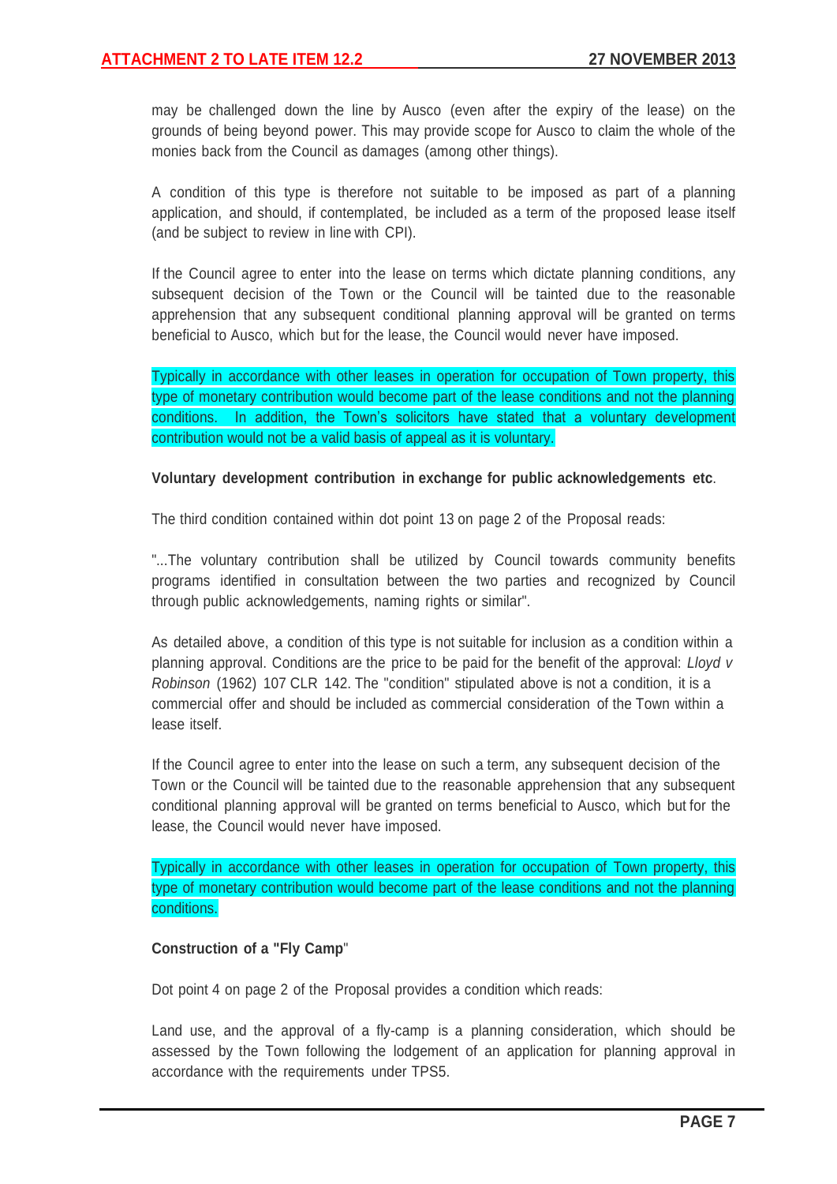may be challenged down the line by Ausco (even after the expiry of the lease) on the grounds of being beyond power. This may provide scope for Ausco to claim the whole of the monies back from the Council as damages (among other things).

A condition of this type is therefore not suitable to be imposed as part of a planning application, and should, if contemplated, be included as a term of the proposed lease itself (and be subject to review in line with CPI).

If the Council agree to enter into the lease on terms which dictate planning conditions, any subsequent decision of the Town or the Council will be tainted due to the reasonable apprehension that any subsequent conditional planning approval will be granted on terms beneficial to Ausco, which but for the lease, the Council would never have imposed.

Typically in accordance with other leases in operation for occupation of Town property, this type of monetary contribution would become part of the lease conditions and not the planning conditions. In addition, the Town's solicitors have stated that a voluntary development contribution would not be a valid basis of appeal as it is voluntary.

**Voluntary development contribution in exchange for public acknowledgements etc**.

The third condition contained within dot point 13 on page 2 of the Proposal reads:

"...The voluntary contribution shall be utilized by Council towards community benefits programs identified in consultation between the two parties and recognized by Council through public acknowledgements, naming rights or similar".

As detailed above, a condition of this type is not suitable for inclusion as a condition within a planning approval. Conditions are the price to be paid for the benefit of the approval: *Lloyd v Robinson* (1962) 107 CLR 142. The "condition" stipulated above is not a condition, it is a commercial offer and should be included as commercial consideration of the Town within a lease itself.

If the Council agree to enter into the lease on such a term, any subsequent decision of the Town or the Council will be tainted due to the reasonable apprehension that any subsequent conditional planning approval will be granted on terms beneficial to Ausco, which but for the lease, the Council would never have imposed.

Typically in accordance with other leases in operation for occupation of Town property, this type of monetary contribution would become part of the lease conditions and not the planning conditions.

**Construction of a "Fly Camp**"

Dot point 4 on page 2 of the Proposal provides a condition which reads:

Land use, and the approval of a fly-camp is a planning consideration, which should be assessed by the Town following the lodgement of an application for planning approval in accordance with the requirements under TPS5.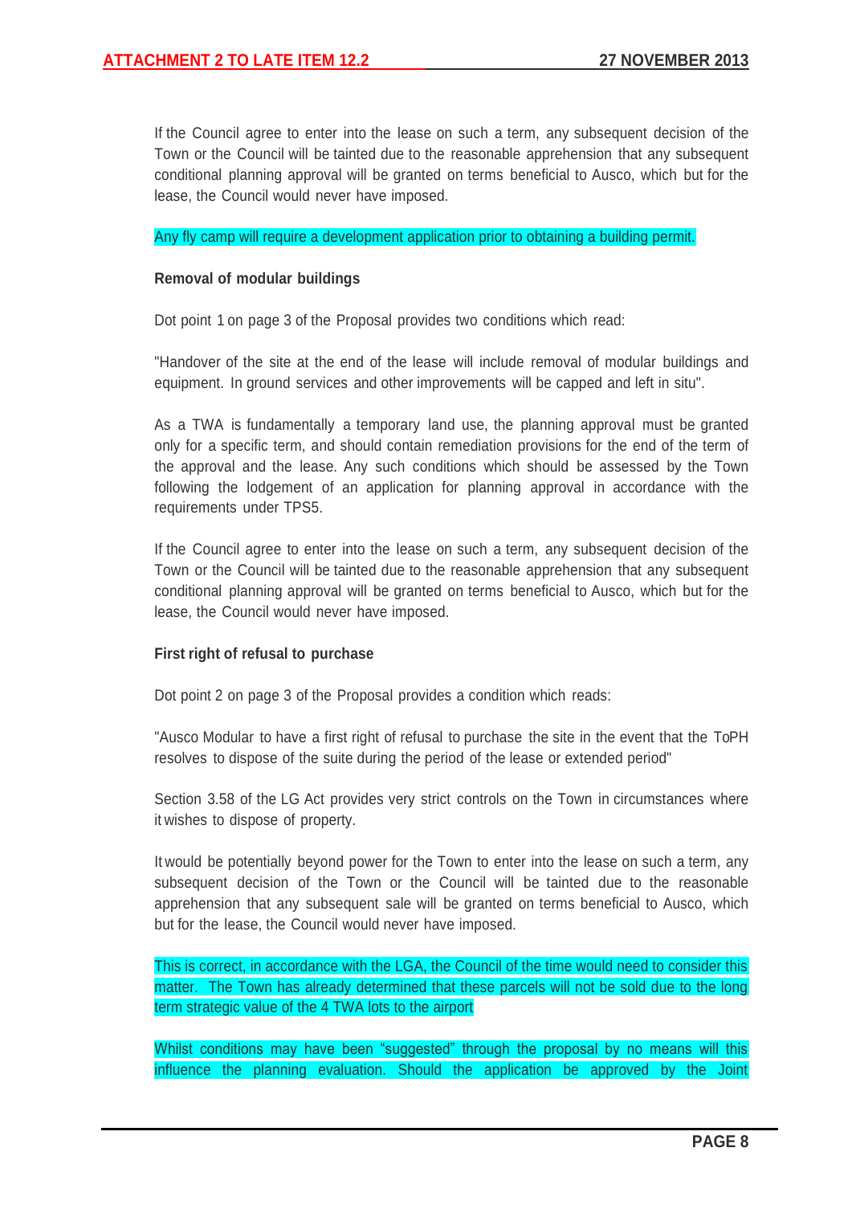If the Council agree to enter into the lease on such a term, any subsequent decision of the Town or the Council will be tainted due to the reasonable apprehension that any subsequent conditional planning approval will be granted on terms beneficial to Ausco, which but for the lease, the Council would never have imposed.

Any fly camp will require a development application prior to obtaining a building permit.

**Removal of modular buildings**

Dot point 1 on page 3 of the Proposal provides two conditions which read:

"Handover of the site at the end of the lease will include removal of modular buildings and equipment. In ground services and other improvements will be capped and left in situ".

As a TWA is fundamentally a temporary land use, the planning approval must be granted only for a specific term, and should contain remediation provisions for the end of the term of the approval and the lease. Any such conditions which should be assessed by the Town following the lodgement of an application for planning approval in accordance with the requirements under TPS5.

If the Council agree to enter into the lease on such a term, any subsequent decision of the Town or the Council will be tainted due to the reasonable apprehension that any subsequent conditional planning approval will be granted on terms beneficial to Ausco, which but for the lease, the Council would never have imposed.

**First right of refusal to purchase**

Dot point 2 on page 3 of the Proposal provides a condition which reads:

"Ausco Modular to have a first right of refusal to purchase the site in the event that the ToPH resolves to dispose of the suite during the period of the lease or extended period"

Section 3.58 of the LG Act provides very strict controls on the Town in circumstances where it wishes to dispose of property.

It would be potentially beyond power for the Town to enter into the lease on such a term, any subsequent decision of the Town or the Council will be tainted due to the reasonable apprehension that any subsequent sale will be granted on terms beneficial to Ausco, which but for the lease, the Council would never have imposed.

This is correct, in accordance with the LGA, the Council of the time would need to consider this matter. The Town has already determined that these parcels will not be sold due to the long term strategic value of the 4 TWA lots to the airport

Whilst conditions may have been "suggested" through the proposal by no means will this influence the planning evaluation. Should the application be approved by the Joint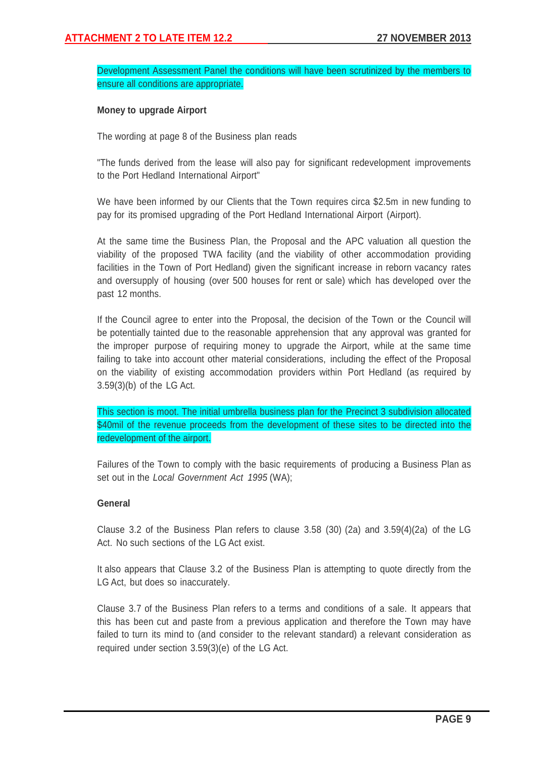Development Assessment Panel the conditions will have been scrutinized by the members to ensure all conditions are appropriate.

**Money to upgrade Airport**

The wording at page 8 of the Business plan reads

"The funds derived from the lease will also pay for significant redevelopment improvements to the Port Hedland International Airport"

We have been informed by our Clients that the Town requires circa $2.5m in new funding to pay for its promised upgrading of the Port Hedland International Airport (Airport).

At the same time the Business Plan, the Proposal and the APC valuation all question the viability of the proposed TWA facility (and the viability of other accommodation providing facilities in the Town of Port Hedland) given the significant increase in reborn vacancy rates and oversupply of housing (over 500 houses for rent or sale) which has developed over the past 12 months.

If the Council agree to enter into the Proposal, the decision of the Town or the Council will be potentially tainted due to the reasonable apprehension that any approval was granted for the improper purpose of requiring money to upgrade the Airport, while at the same time failing to take into account other material considerations, including the effect of the Proposal on the viability of existing accommodation providers within Port Hedland (as required by 3.59(3)(b) of the LG Act.

This section is moot. The initial umbrella business plan for the Precinct 3 subdivision allocated $40mil of the revenue proceeds from the development of these sites to be directed into the redevelopment of the airport.

Failures of the Town to comply with the basic requirements of producing a Business Plan as set out in the *Local Government Act 1995* (WA);

**General**

Clause 3.2 of the Business Plan refers to clause 3.58 (30) (2a) and 3.59(4)(2a) of the LG Act. No such sections of the LG Act exist.

It also appears that Clause 3.2 of the Business Plan is attempting to quote directly from the LG Act, but does so inaccurately.

Clause 3.7 of the Business Plan refers to a terms and conditions of a sale. It appears that this has been cut and paste from a previous application and therefore the Town may have failed to turn its mind to (and consider to the relevant standard) a relevant consideration as required under section 3.59(3)(e) of the LG Act.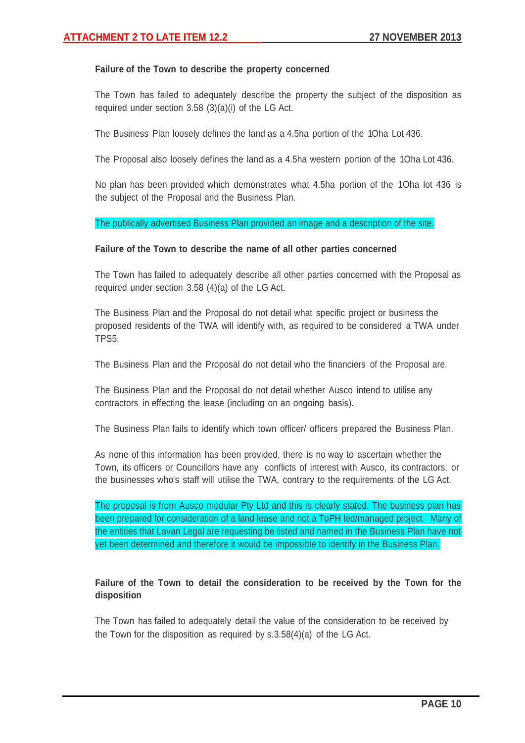**Failure of the Town to describe the property concerned**

The Town has failed to adequately describe the property the subject of the disposition as required under section 3.58 (3)(a)(i) of the LG Act.

The Business Plan loosely defines the land as a 4.5ha portion of the 1Oha Lot 436.

The Proposal also loosely defines the land as a 4.5ha western portion of the 1Oha Lot 436.

No plan has been provided which demonstrates what 4.5ha portion of the 1Oha lot 436 is the subject of the Proposal and the Business Plan.

The publically advertised Business Plan provided an image and a description of the site.

**Failure of the Town to describe the name of all other parties concerned**

The Town has failed to adequately describe all other parties concerned with the Proposal as required under section 3.58 (4)(a) of the LG Act.

The Business Plan and the Proposal do not detail what specific project or business the proposed residents of the TWA will identify with, as required to be considered a TWA under TPS5.

The Business Plan and the Proposal do not detail who the financiers of the Proposal are.

The Business Plan and the Proposal do not detail whether Ausco intend to utilise any contractors in effecting the lease (including on an ongoing basis).

The Business Plan fails to identify which town officer/ officers prepared the Business Plan.

As none of this information has been provided, there is no way to ascertain whether the Town, its officers or Councillors have any conflicts of interest with Ausco, its contractors, or the businesses who's staff will utilise the TWA, contrary to the requirements of the LG Act.

The proposal is from Ausco modular Pty Ltd and this is clearly stated. The business plan has been prepared for consideration of a land lease and not a ToPH led/managed project. Many of the entities that Lavan Legal are requesting be listed and named in the Business Plan have not yet been determined and therefore it would be impossible to identify in the Business Plan.

**Failure of the Town to detail the consideration to be received by the Town for the disposition**

The Town has failed to adequately detail the value of the consideration to be received by the Town for the disposition as required by s.3.58(4)(a) of the LG Act.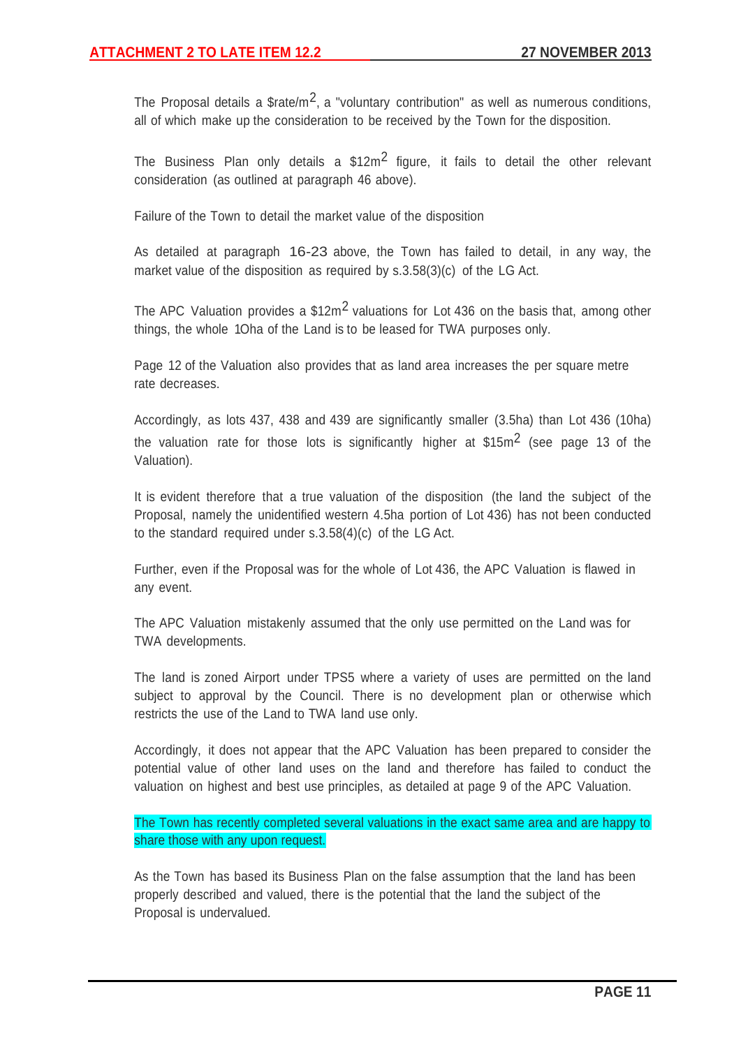The Proposal details a $rate/m$^2$, a "voluntary contribution" as well as numerous conditions, all of which make up the consideration to be received by the Town for the disposition.

The Business Plan only details a $12m$^2$ figure, it fails to detail the other relevant consideration (as outlined at paragraph 46 above).

Failure of the Town to detail the market value of the disposition

As detailed at paragraph 16-23 above, the Town has failed to detail, in any way, the market value of the disposition as required by s.3.58(3)(c) of the LG Act.

The APC Valuation provides a $12m$^2$ valuations for Lot 436 on the basis that, among other things, the whole 1Oha of the Land is to be leased for TWA purposes only.

Page 12 of the Valuation also provides that as land area increases the per square metre rate decreases.

Accordingly, as lots 437, 438 and 439 are significantly smaller (3.5ha) than Lot 436 (10ha) the valuation rate for those lots is significantly higher at $15m$^2$ (see page 13 of the Valuation).

It is evident therefore that a true valuation of the disposition (the land the subject of the Proposal, namely the unidentified western 4.5ha portion of Lot 436) has not been conducted to the standard required under s.3.58(4)(c) of the LG Act.

Further, even if the Proposal was for the whole of Lot 436, the APC Valuation is flawed in any event.

The APC Valuation mistakenly assumed that the only use permitted on the Land was for TWA developments.

The land is zoned Airport under TPS5 where a variety of uses are permitted on the land subject to approval by the Council. There is no development plan or otherwise which restricts the use of the Land to TWA land use only.

Accordingly, it does not appear that the APC Valuation has been prepared to consider the potential value of other land uses on the land and therefore has failed to conduct the valuation on highest and best use principles, as detailed at page 9 of the APC Valuation.

The Town has recently completed several valuations in the exact same area and are happy to share those with any upon request.

As the Town has based its Business Plan on the false assumption that the land has been properly described and valued, there is the potential that the land the subject of the Proposal is undervalued.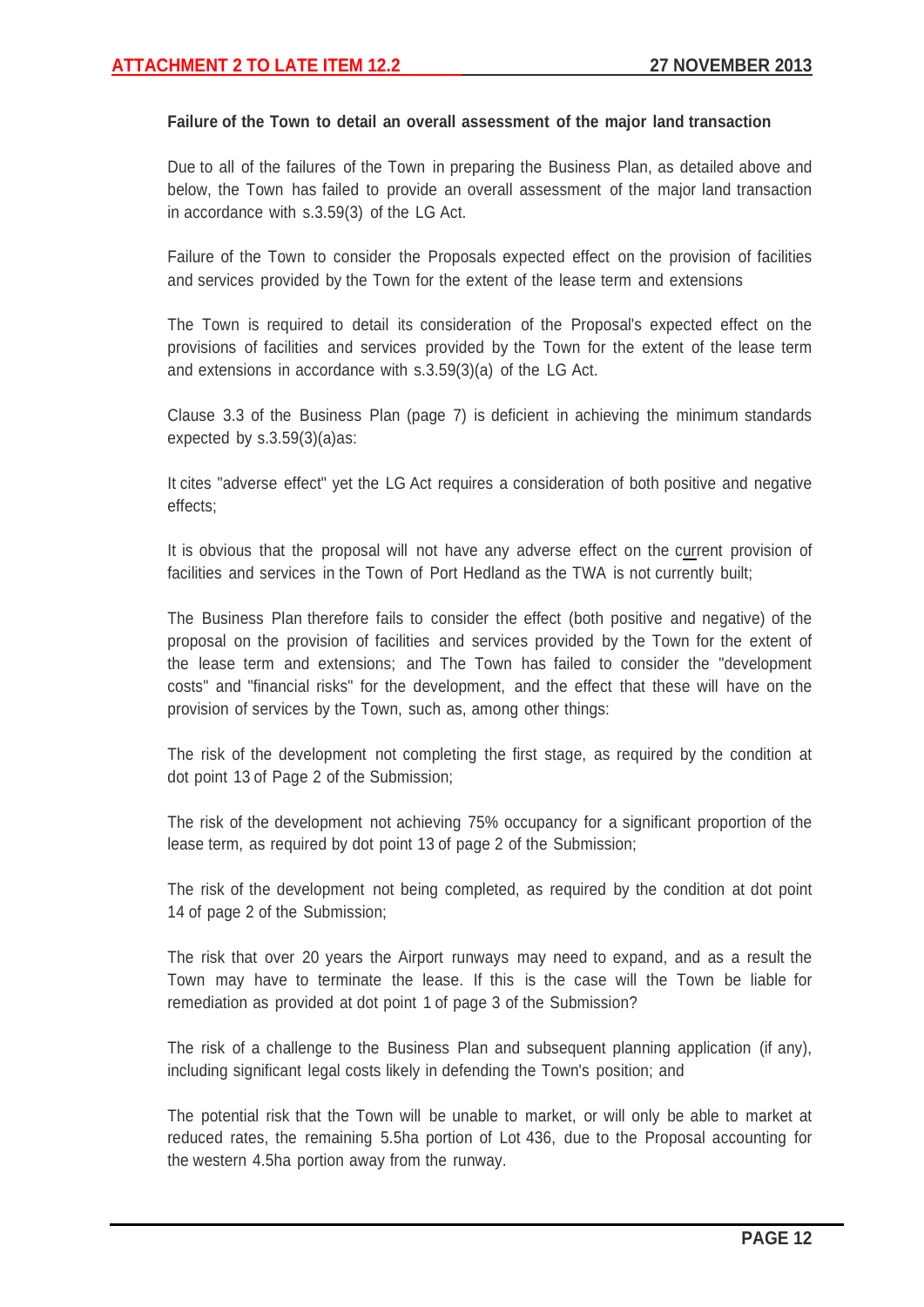**Failure of the Town to detail an overall assessment of the major land transaction**

Due to all of the failures of the Town in preparing the Business Plan, as detailed above and below, the Town has failed to provide an overall assessment of the major land transaction in accordance with s.3.59(3) of the LG Act.

Failure of the Town to consider the Proposals expected effect on the provision of facilities and services provided by the Town for the extent of the lease term and extensions

The Town is required to detail its consideration of the Proposal's expected effect on the provisions of facilities and services provided by the Town for the extent of the lease term and extensions in accordance with s.3.59(3)(a) of the LG Act.

Clause 3.3 of the Business Plan (page 7) is deficient in achieving the minimum standards expected by s.3.59(3)(a)as:

It cites "adverse effect" yet the LG Act requires a consideration of both positive and negative effects;

It is obvious that the proposal will not have any adverse effect on the current provision of facilities and services in the Town of Port Hedland as the TWA is not currently built;

The Business Plan therefore fails to consider the effect (both positive and negative) of the proposal on the provision of facilities and services provided by the Town for the extent of the lease term and extensions; and The Town has failed to consider the "development costs" and "financial risks" for the development, and the effect that these will have on the provision of services by the Town, such as, among other things:

The risk of the development not completing the first stage, as required by the condition at dot point 13 of Page 2 of the Submission;

The risk of the development not achieving 75% occupancy for a significant proportion of the lease term, as required by dot point 13 of page 2 of the Submission;

The risk of the development not being completed, as required by the condition at dot point 14 of page 2 of the Submission;

The risk that over 20 years the Airport runways may need to expand, and as a result the Town may have to terminate the lease. If this is the case will the Town be liable for remediation as provided at dot point 1 of page 3 of the Submission?

The risk of a challenge to the Business Plan and subsequent planning application (if any), including significant legal costs likely in defending the Town's position; and

The potential risk that the Town will be unable to market, or will only be able to market at reduced rates, the remaining 5.5ha portion of Lot 436, due to the Proposal accounting for the western 4.5ha portion away from the runway.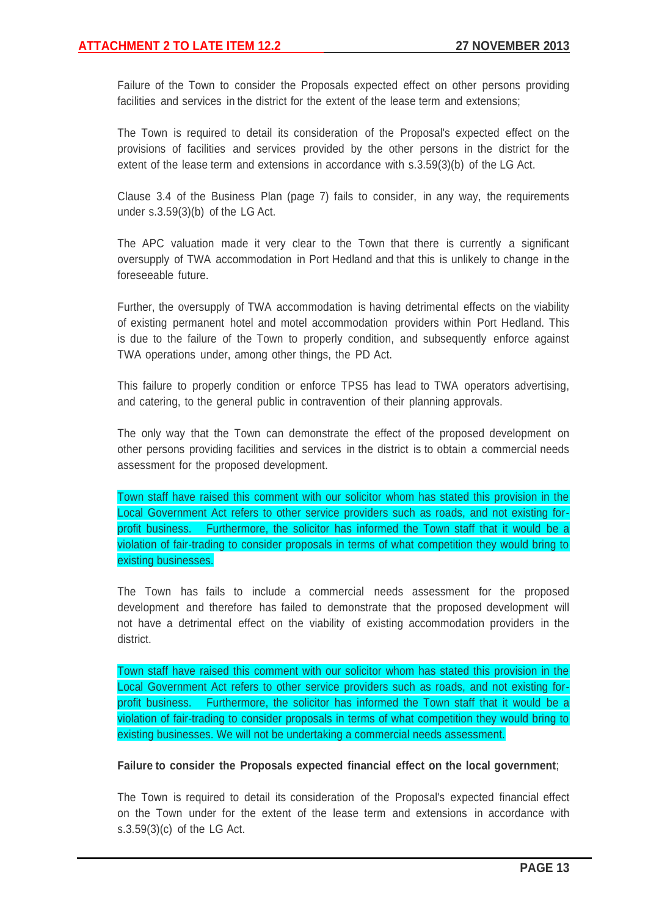Failure of the Town to consider the Proposals expected effect on other persons providing facilities and services in the district for the extent of the lease term and extensions;

The Town is required to detail its consideration of the Proposal's expected effect on the provisions of facilities and services provided by the other persons in the district for the extent of the lease term and extensions in accordance with s.3.59(3)(b) of the LG Act.

Clause 3.4 of the Business Plan (page 7) fails to consider, in any way, the requirements under s.3.59(3)(b) of the LG Act.

The APC valuation made it very clear to the Town that there is currently a significant oversupply of TWA accommodation in Port Hedland and that this is unlikely to change in the foreseeable future.

Further, the oversupply of TWA accommodation is having detrimental effects on the viability of existing permanent hotel and motel accommodation providers within Port Hedland. This is due to the failure of the Town to properly condition, and subsequently enforce against TWA operations under, among other things, the PD Act.

This failure to properly condition or enforce TPS5 has lead to TWA operators advertising, and catering, to the general public in contravention of their planning approvals.

The only way that the Town can demonstrate the effect of the proposed development on other persons providing facilities and services in the district is to obtain a commercial needs assessment for the proposed development.

Town staff have raised this comment with our solicitor whom has stated this provision in the Local Government Act refers to other service providers such as roads, and not existing for-profit business. Furthermore, the solicitor has informed the Town staff that it would be a violation of fair-trading to consider proposals in terms of what competition they would bring to existing businesses.

The Town has fails to include a commercial needs assessment for the proposed development and therefore has failed to demonstrate that the proposed development will not have a detrimental effect on the viability of existing accommodation providers in the district.

Town staff have raised this comment with our solicitor whom has stated this provision in the Local Government Act refers to other service providers such as roads, and not existing for-profit business. Furthermore, the solicitor has informed the Town staff that it would be a violation of fair-trading to consider proposals in terms of what competition they would bring to existing businesses. We will not be undertaking a commercial needs assessment.

**Failure to consider the Proposals expected financial effect on the local government**;

The Town is required to detail its consideration of the Proposal's expected financial effect on the Town under for the extent of the lease term and extensions in accordance with s.3.59(3)(c) of the LG Act.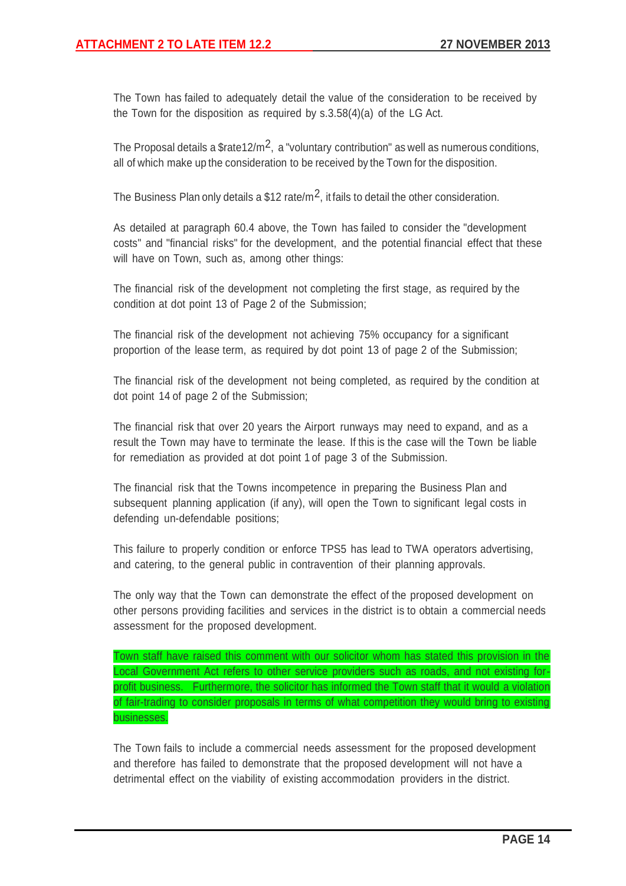The Town has failed to adequately detail the value of the consideration to be received by the Town for the disposition as required by s.3.58(4)(a) of the LG Act.

The Proposal details a $rate12/m$^2$, a "voluntary contribution" as well as numerous conditions, all of which make up the consideration to be received by the Town for the disposition.

The Business Plan only details a $12 rate/m$^2$, it fails to detail the other consideration.

As detailed at paragraph 60.4 above, the Town has failed to consider the "development costs" and "financial risks" for the development, and the potential financial effect that these will have on Town, such as, among other things:

The financial risk of the development not completing the first stage, as required by the condition at dot point 13 of Page 2 of the Submission;

The financial risk of the development not achieving 75% occupancy for a significant proportion of the lease term, as required by dot point 13 of page 2 of the Submission;

The financial risk of the development not being completed, as required by the condition at dot point 14 of page 2 of the Submission;

The financial risk that over 20 years the Airport runways may need to expand, and as a result the Town may have to terminate the lease. If this is the case will the Town be liable for remediation as provided at dot point 1 of page 3 of the Submission.

The financial risk that the Towns incompetence in preparing the Business Plan and subsequent planning application (if any), will open the Town to significant legal costs in defending un-defendable positions;

This failure to properly condition or enforce TPS5 has lead to TWA operators advertising, and catering, to the general public in contravention of their planning approvals.

The only way that the Town can demonstrate the effect of the proposed development on other persons providing facilities and services in the district is to obtain a commercial needs assessment for the proposed development.

Town staff have raised this comment with our solicitor whom has stated this provision in the Local Government Act refers to other service providers such as roads, and not existing for-profit business. Furthermore, the solicitor has informed the Town staff that it would a violation of fair-trading to consider proposals in terms of what competition they would bring to existing businesses.

The Town fails to include a commercial needs assessment for the proposed development and therefore has failed to demonstrate that the proposed development will not have a detrimental effect on the viability of existing accommodation providers in the district.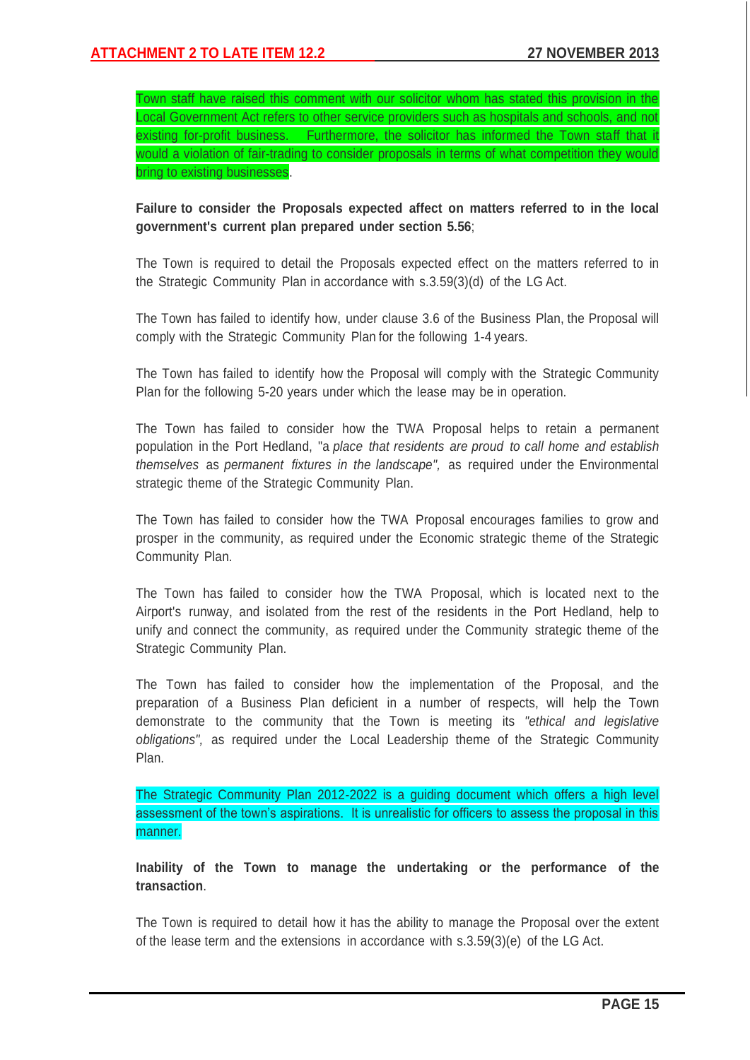Town staff have raised this comment with our solicitor whom has stated this provision in the Local Government Act refers to other service providers such as hospitals and schools, and not existing for-profit business. Furthermore, the solicitor has informed the Town staff that it would a violation of fair-trading to consider proposals in terms of what competition they would bring to existing businesses.

**Failure to consider the Proposals expected affect on matters referred to in the local government's current plan prepared under section 5.56**;

The Town is required to detail the Proposals expected effect on the matters referred to in the Strategic Community Plan in accordance with s.3.59(3)(d) of the LG Act.

The Town has failed to identify how, under clause 3.6 of the Business Plan, the Proposal will comply with the Strategic Community Plan for the following 1-4 years.

The Town has failed to identify how the Proposal will comply with the Strategic Community Plan for the following 5-20 years under which the lease may be in operation.

The Town has failed to consider how the TWA Proposal helps to retain a permanent population in the Port Hedland, "a *place that residents are proud to call home and establish themselves* as *permanent fixtures in the landscape",* as required under the Environmental strategic theme of the Strategic Community Plan.

The Town has failed to consider how the TWA Proposal encourages families to grow and prosper in the community, as required under the Economic strategic theme of the Strategic Community Plan.

The Town has failed to consider how the TWA Proposal, which is located next to the Airport's runway, and isolated from the rest of the residents in the Port Hedland, help to unify and connect the community, as required under the Community strategic theme of the Strategic Community Plan.

The Town has failed to consider how the implementation of the Proposal, and the preparation of a Business Plan deficient in a number of respects, will help the Town demonstrate to the community that the Town is meeting its *"ethical and legislative obligations",* as required under the Local Leadership theme of the Strategic Community Plan.

The Strategic Community Plan 2012-2022 is a guiding document which offers a high level assessment of the town's aspirations. It is unrealistic for officers to assess the proposal in this manner.

**Inability of the Town to manage the undertaking or the performance of the transaction**.

The Town is required to detail how it has the ability to manage the Proposal over the extent of the lease term and the extensions in accordance with s.3.59(3)(e) of the LG Act.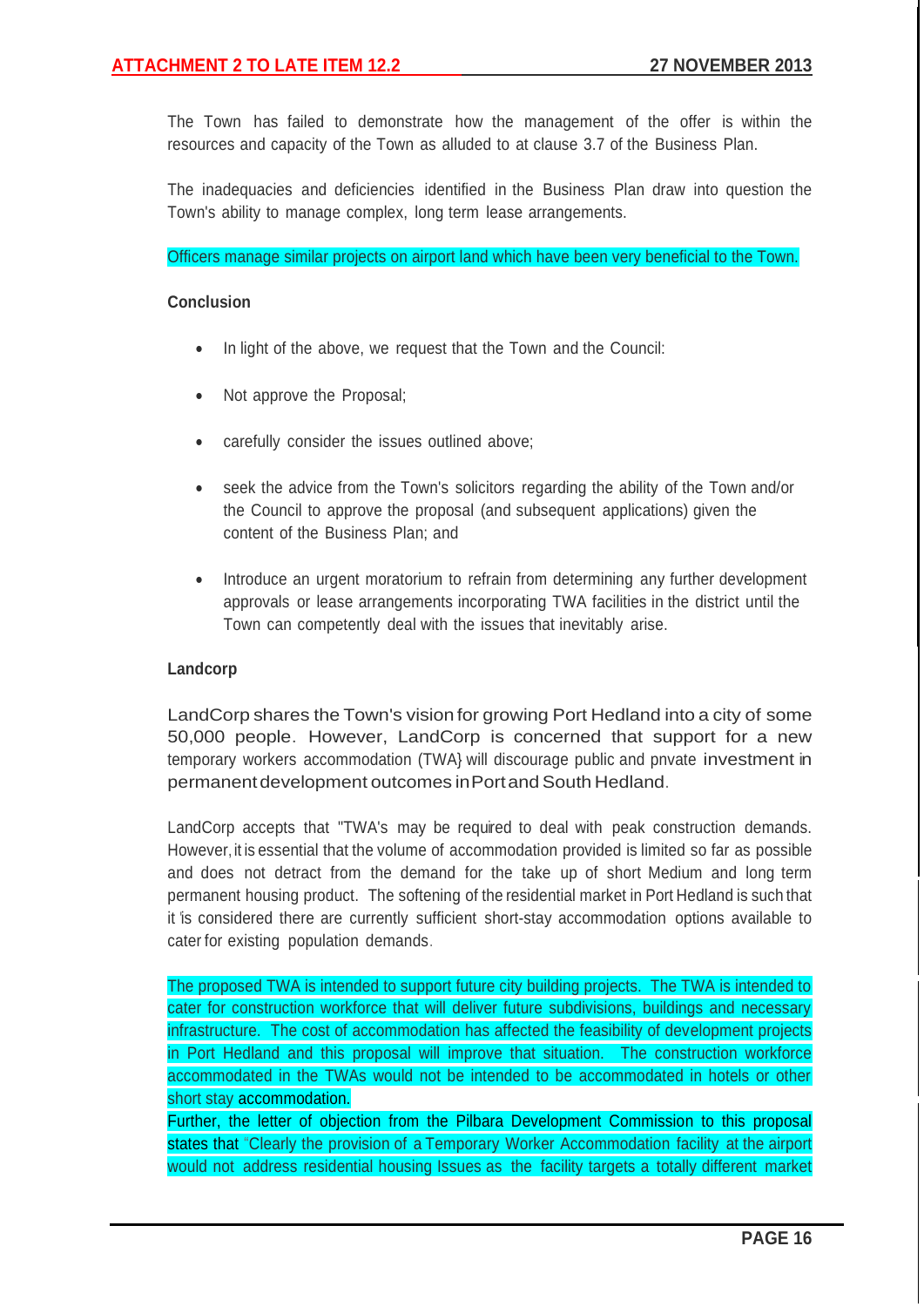The Town has failed to demonstrate how the management of the offer is within the resources and capacity of the Town as alluded to at clause 3.7 of the Business Plan.

The inadequacies and deficiencies identified in the Business Plan draw into question the Town's ability to manage complex, long term lease arrangements.

Officers manage similar projects on airport land which have been very beneficial to the Town.

**Conclusion**

- In light of the above, we request that the Town and the Council:
- Not approve the Proposal;
- carefully consider the issues outlined above;
- seek the advice from the Town's solicitors regarding the ability of the Town and/or the Council to approve the proposal (and subsequent applications) given the content of the Business Plan; and
- Introduce an urgent moratorium to refrain from determining any further development approvals or lease arrangements incorporating TWA facilities in the district until the Town can competently deal with the issues that inevitably arise.

**Landcorp**

LandCorp shares the Town's vision for growing Port Hedland into a city of some 50,000 people. However, LandCorp is concerned that support for a new temporary workers accommodation (TWA} will discourage public and pnvate investment in permanent development outcomes in Port and South Hedland.

LandCorp accepts that "TWA's may be required to deal with peak construction demands. However, it is essential that the volume of accommodation provided is limited so far as possible and does not detract from the demand for the take up of short Medium and long term permanent housing product. The softening of the residential market in Port Hedland is such that it 'is considered there are currently sufficient short-stay accommodation options available to cater for existing population demands.

The proposed TWA is intended to support future city building projects. The TWA is intended to cater for construction workforce that will deliver future subdivisions, buildings and necessary infrastructure. The cost of accommodation has affected the feasibility of development projects in Port Hedland and this proposal will improve that situation. The construction workforce accommodated in the TWAs would not be intended to be accommodated in hotels or other short stay accommodation.

Further, the letter of objection from the Pilbara Development Commission to this proposal states that "Clearly the provision of a Temporary Worker Accommodation facility at the airport would not address residential housing Issues as the facility targets a totally different market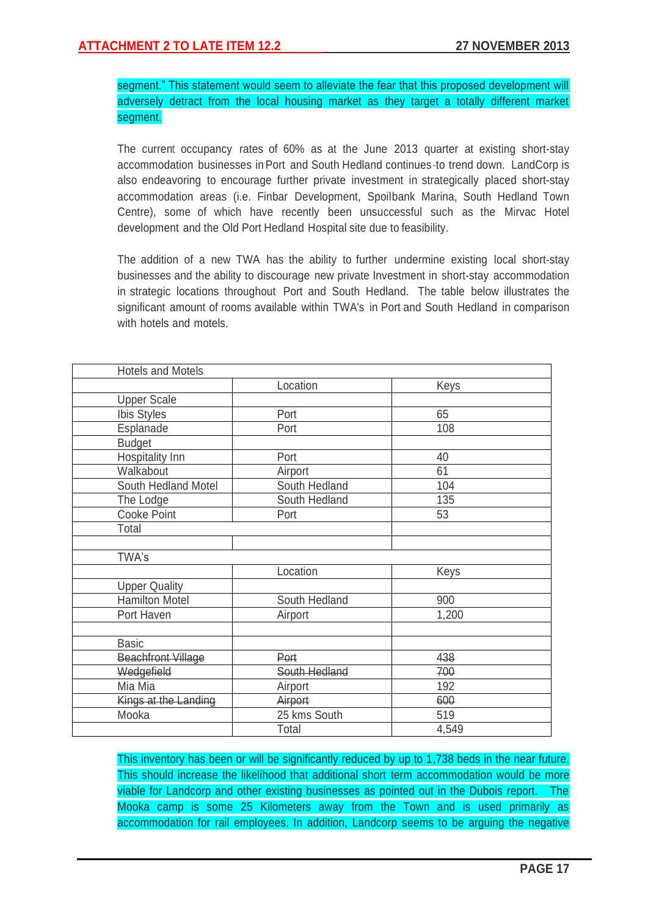segment." This statement would seem to alleviate the fear that this proposed development will adversely detract from the local housing market as they target a totally different market segment.

The current occupancy rates of 60% as at the June 2013 quarter at existing short-stay accommodation businesses in Port and South Hedland continues to trend down. LandCorp is also endeavoring to encourage further private investment in strategically placed short-stay accommodation areas (i.e. Finbar Development, Spoilbank Marina, South Hedland Town Centre), some of which have recently been unsuccessful such as the Mirvac Hotel development and the Old Port Hedland Hospital site due to feasibility.

The addition of a new TWA has the ability to further undermine existing local short-stay businesses and the ability to discourage new private Investment in short-stay accommodation in strategic locations throughout Port and South Hedland. The table below illustrates the significant amount of rooms available within TWA's in Port and South Hedland in comparison with hotels and motels.

| Hotels and Motels | | |
|---|---|---|
| | Location | Keys |
| Upper Scale | | |
| Ibis Styles | Port | 65 |
| Esplanade | Port | 108 |
| Budget | | |
| Hospitality Inn | Port | 40 |
| Walkabout | Airport | 61 |
| South Hedland Motel | South Hedland | 104 |
| The Lodge | South Hedland | 135 |
| Cooke Point | Port | 53 |
| Total | | |
| | | |
| TWA's | | |
| | Location | Keys |
| Upper Quality | | |
| Hamilton Motel | South Hedland | 900 |
| Port Haven | Airport | 1,200 |
| | | |
| Basic | | |
| ~~Beachfront Village~~ | ~~Port~~ | ~~438~~ |
| ~~Wedgefield~~ | ~~South Hedland~~ | ~~700~~ |
| Mia Mia | Airport | 192 |
| ~~Kings at the Landing~~ | ~~Airport~~ | ~~600~~ |
| Mooka | 25 kms South | 519 |
| | Total | 4,549 |

This inventory has been or will be significantly reduced by up to 1,738 beds in the near future. This should increase the likelihood that additional short term accommodation would be more viable for Landcorp and other existing businesses as pointed out in the Dubois report. The Mooka camp is some 25 Kilometers away from the Town and is used primarily as accommodation for rail employees. In addition, Landcorp seems to be arguing the negative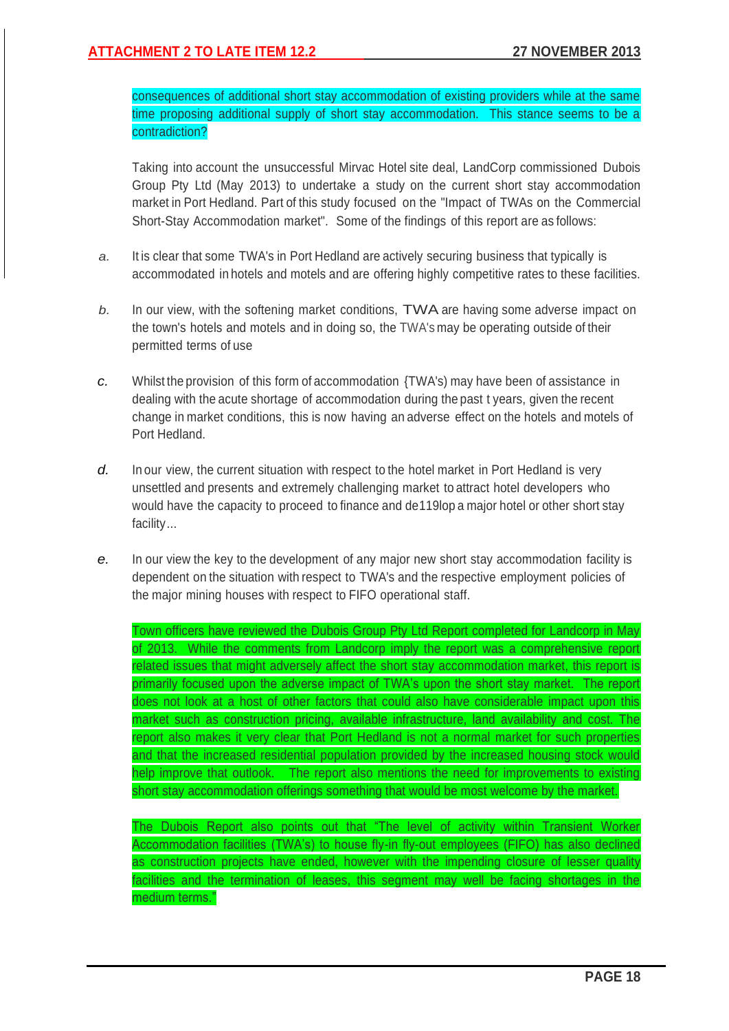consequences of additional short stay accommodation of existing providers while at the same time proposing additional supply of short stay accommodation. This stance seems to be a contradiction?

Taking into account the unsuccessful Mirvac Hotel site deal, LandCorp commissioned Dubois Group Pty Ltd (May 2013) to undertake a study on the current short stay accommodation market in Port Hedland. Part of this study focused on the "Impact of TWAs on the Commercial Short-Stay Accommodation market". Some of the findings of this report are as follows:

a. It is clear that some TWA's in Port Hedland are actively securing business that typically is accommodated in hotels and motels and are offering highly competitive rates to these facilities.

b. In our view, with the softening market conditions, TWA are having some adverse impact on the town's hotels and motels and in doing so, the TWA's may be operating outside of their permitted terms of use

c. Whilst the provision of this form of accommodation {TWA's) may have been of assistance in dealing with the acute shortage of accommodation during the past t years, given the recent change in market conditions, this is now having an adverse effect on the hotels and motels of Port Hedland.

d. In our view, the current situation with respect to the hotel market in Port Hedland is very unsettled and presents and extremely challenging market to attract hotel developers who would have the capacity to proceed to finance and de119lop a major hotel or other short stay facility...

e. In our view the key to the development of any major new short stay accommodation facility is dependent on the situation with respect to TWA's and the respective employment policies of the major mining houses with respect to FIFO operational staff.

Town officers have reviewed the Dubois Group Pty Ltd Report completed for Landcorp in May of 2013. While the comments from Landcorp imply the report was a comprehensive report related issues that might adversely affect the short stay accommodation market, this report is primarily focused upon the adverse impact of TWA's upon the short stay market. The report does not look at a host of other factors that could also have considerable impact upon this market such as construction pricing, available infrastructure, land availability and cost. The report also makes it very clear that Port Hedland is not a normal market for such properties and that the increased residential population provided by the increased housing stock would help improve that outlook. The report also mentions the need for improvements to existing short stay accommodation offerings something that would be most welcome by the market.

The Dubois Report also points out that "The level of activity within Transient Worker Accommodation facilities (TWA's) to house fly-in fly-out employees (FIFO) has also declined as construction projects have ended, however with the impending closure of lesser quality facilities and the termination of leases, this segment may well be facing shortages in the medium terms."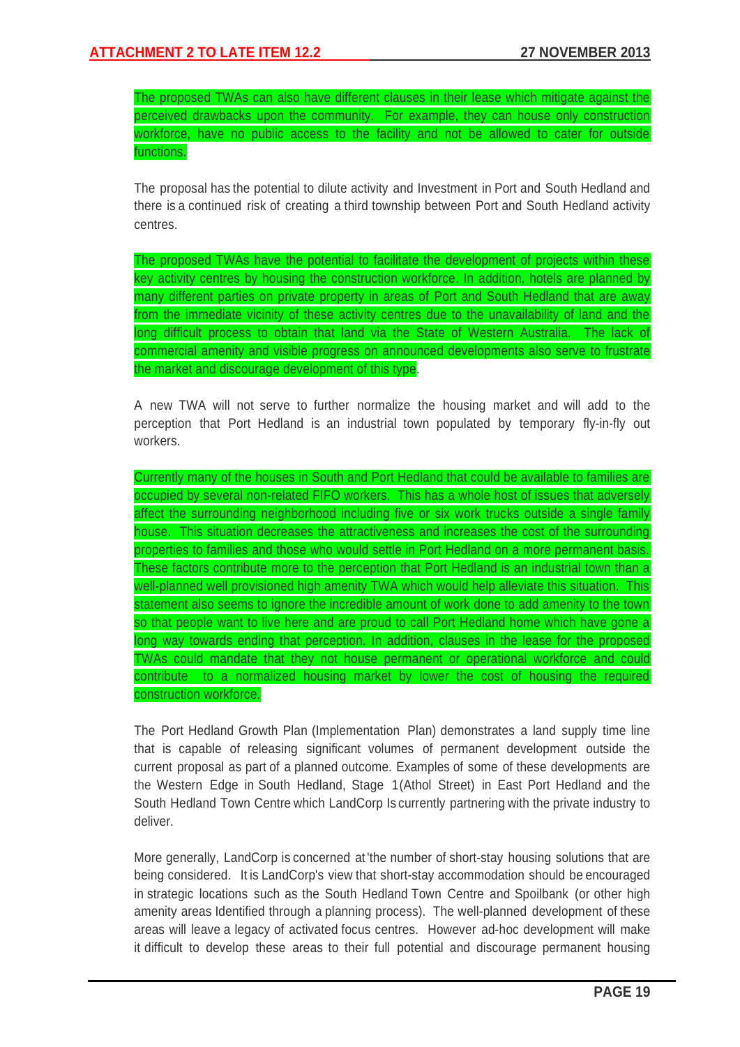The proposed TWAs can also have different clauses in their lease which mitigate against the perceived drawbacks upon the community. For example, they can house only construction workforce, have no public access to the facility and not be allowed to cater for outside functions.

The proposal has the potential to dilute activity and Investment in Port and South Hedland and there is a continued risk of creating a third township between Port and South Hedland activity centres.

The proposed TWAs have the potential to facilitate the development of projects within these key activity centres by housing the construction workforce. In addition, hotels are planned by many different parties on private property in areas of Port and South Hedland that are away from the immediate vicinity of these activity centres due to the unavailability of land and the long difficult process to obtain that land via the State of Western Australia. The lack of commercial amenity and visible progress on announced developments also serve to frustrate the market and discourage development of this type.

A new TWA will not serve to further normalize the housing market and will add to the perception that Port Hedland is an industrial town populated by temporary fly-in-fly out workers.

Currently many of the houses in South and Port Hedland that could be available to families are occupied by several non-related FIFO workers. This has a whole host of issues that adversely affect the surrounding neighborhood including five or six work trucks outside a single family house. This situation decreases the attractiveness and increases the cost of the surrounding properties to families and those who would settle in Port Hedland on a more permanent basis. These factors contribute more to the perception that Port Hedland is an industrial town than a well-planned well provisioned high amenity TWA which would help alleviate this situation. This statement also seems to ignore the incredible amount of work done to add amenity to the town so that people want to live here and are proud to call Port Hedland home which have gone a long way towards ending that perception. In addition, clauses in the lease for the proposed TWAs could mandate that they not house permanent or operational workforce and could contribute to a normalized housing market by lower the cost of housing the required construction workforce.

The Port Hedland Growth Plan (Implementation Plan) demonstrates a land supply time line that is capable of releasing significant volumes of permanent development outside the current proposal as part of a planned outcome. Examples of some of these developments are the Western Edge in South Hedland, Stage 1(Athol Street) in East Port Hedland and the South Hedland Town Centre which LandCorp Is currently partnering with the private industry to deliver.

More generally, LandCorp is concerned at 'the number of short-stay housing solutions that are being considered. It is LandCorp's view that short-stay accommodation should be encouraged in strategic locations such as the South Hedland Town Centre and Spoilbank (or other high amenity areas Identified through a planning process). The well-planned development of these areas will leave a legacy of activated focus centres. However ad-hoc development will make it difficult to develop these areas to their full potential and discourage permanent housing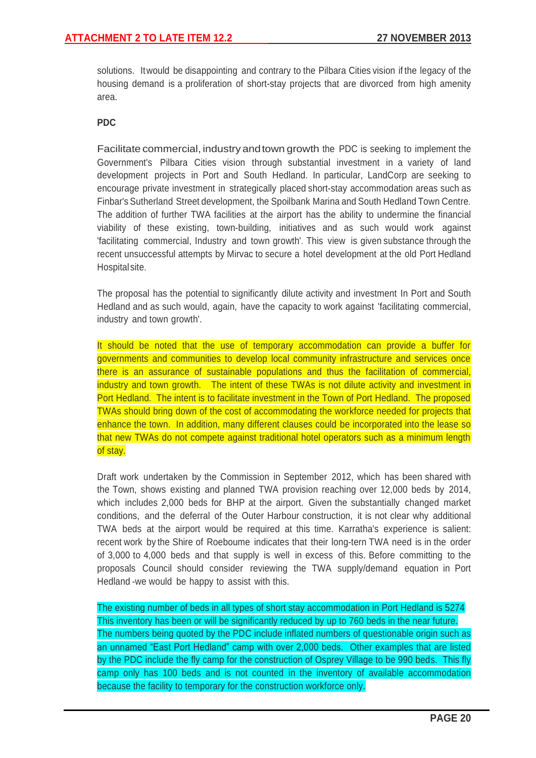solutions. Itwould be disappointing and contrary to the Pilbara Cities vision if the legacy of the housing demand is a proliferation of short-stay projects that are divorced from high amenity area.

**PDC**

Facilitate commercial, industry and town growth the PDC is seeking to implement the Government's Pilbara Cities vision through substantial investment in a variety of land development projects in Port and South Hedland. In particular, LandCorp are seeking to encourage private investment in strategically placed short-stay accommodation areas such as Finbar's Sutherland Street development, the Spoilbank Marina and South Hedland Town Centre. The addition of further TWA facilities at the airport has the ability to undermine the financial viability of these existing, town-building, initiatives and as such would work against 'facilitating commercial, Industry and town growth'. This view is given substance through the recent unsuccessful attempts by Mirvac to secure a hotel development at the old Port Hedland Hospital site.

The proposal has the potential to significantly dilute activity and investment In Port and South Hedland and as such would, again, have the capacity to work against 'facilitating commercial, industry and town growth'.

It should be noted that the use of temporary accommodation can provide a buffer for governments and communities to develop local community infrastructure and services once there is an assurance of sustainable populations and thus the facilitation of commercial, industry and town growth. The intent of these TWAs is not dilute activity and investment in Port Hedland. The intent is to facilitate investment in the Town of Port Hedland. The proposed TWAs should bring down of the cost of accommodating the workforce needed for projects that enhance the town. In addition, many different clauses could be incorporated into the lease so that new TWAs do not compete against traditional hotel operators such as a minimum length of stay.

Draft work undertaken by the Commission in September 2012, which has been shared with the Town, shows existing and planned TWA provision reaching over 12,000 beds by 2014, which includes 2,000 beds for BHP at the airport. Given the substantially changed market conditions, and the deferral of the Outer Harbour construction, it is not clear why additional TWA beds at the airport would be required at this time. Karratha's experience is salient: recent work by the Shire of Roeboume indicates that their long-tern TWA need is in the order of 3,000 to 4,000 beds and that supply is well in excess of this. Before committing to the proposals Council should consider reviewing the TWA supply/demand equation in Port Hedland -we would be happy to assist with this.

The existing number of beds in all types of short stay accommodation in Port Hedland is 5274 This inventory has been or will be significantly reduced by up to 760 beds in the near future. The numbers being quoted by the PDC include inflated numbers of questionable origin such as an unnamed "East Port Hedland" camp with over 2,000 beds. Other examples that are listed by the PDC include the fly camp for the construction of Osprey Village to be 990 beds. This fly camp only has 100 beds and is not counted in the inventory of available accommodation because the facility to temporary for the construction workforce only.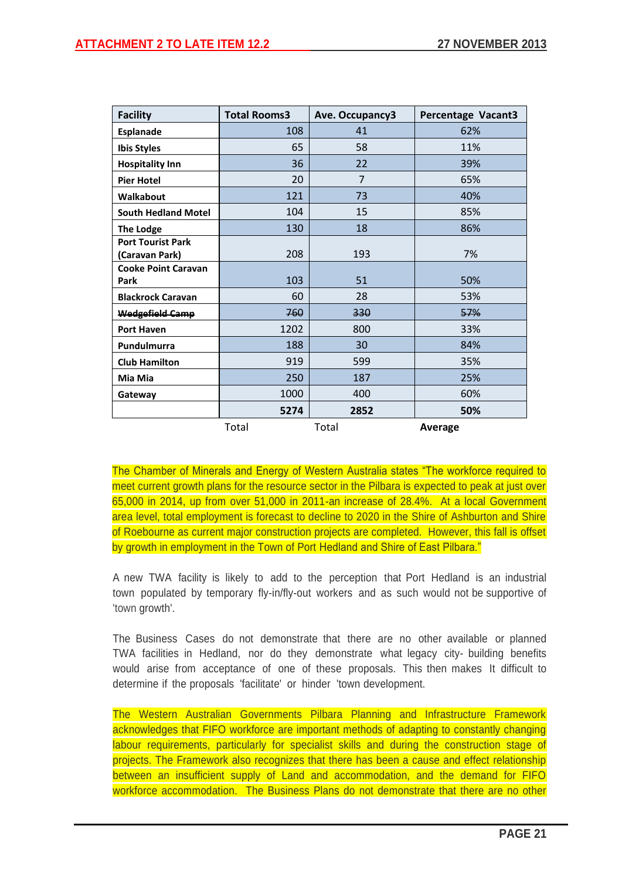| Facility | Total Rooms3 | Ave. Occupancy3 | Percentage Vacant3 |
|---|---|---|---|
| **Esplanade** | 108 | 41 | 62% |
| **Ibis Styles** | 65 | 58 | 11% |
| **Hospitality Inn** | 36 | 22 | 39% |
| **Pier Hotel** | 20 | 7 | 65% |
| **Walkabout** | 121 | 73 | 40% |
| **South Hedland Motel** | 104 | 15 | 85% |
| **The Lodge** | 130 | 18 | 86% |
| **Port Tourist Park (Caravan Park)** | 208 | 193 | 7% |
| **Cooke Point Caravan Park** | 103 | 51 | 50% |
| **Blackrock Caravan** | 60 | 28 | 53% |
| ~~**Wedgefield Camp**~~ | ~~760~~ | ~~330~~ | ~~57%~~ |
| **Port Haven** | 1202 | 800 | 33% |
| **Pundulmurra** | 188 | 30 | 84% |
| **Club Hamilton** | 919 | 599 | 35% |
| **Mia Mia** | 250 | 187 | 25% |
| **Gateway** | 1000 | 400 | 60% |
| | **5274** | **2852** | **50%** |
| | Total | Total | **Average** |

The Chamber of Minerals and Energy of Western Australia states "The workforce required to meet current growth plans for the resource sector in the Pilbara is expected to peak at just over 65,000 in 2014, up from over 51,000 in 2011-an increase of 28.4%. At a local Government area level, total employment is forecast to decline to 2020 in the Shire of Ashburton and Shire of Roebourne as current major construction projects are completed. However, this fall is offset by growth in employment in the Town of Port Hedland and Shire of East Pilbara."

A new TWA facility is likely to add to the perception that Port Hedland is an industrial town populated by temporary fly-in/fly-out workers and as such would not be supportive of 'town growth'.

The Business Cases do not demonstrate that there are no other available or planned TWA facilities in Hedland, nor do they demonstrate what legacy city- building benefits would arise from acceptance of one of these proposals. This then makes It difficult to determine if the proposals 'facilitate' or hinder 'town development.

The Western Australian Governments Pilbara Planning and Infrastructure Framework acknowledges that FIFO workforce are important methods of adapting to constantly changing labour requirements, particularly for specialist skills and during the construction stage of projects. The Framework also recognizes that there has been a cause and effect relationship between an insufficient supply of Land and accommodation, and the demand for FIFO workforce accommodation. The Business Plans do not demonstrate that there are no other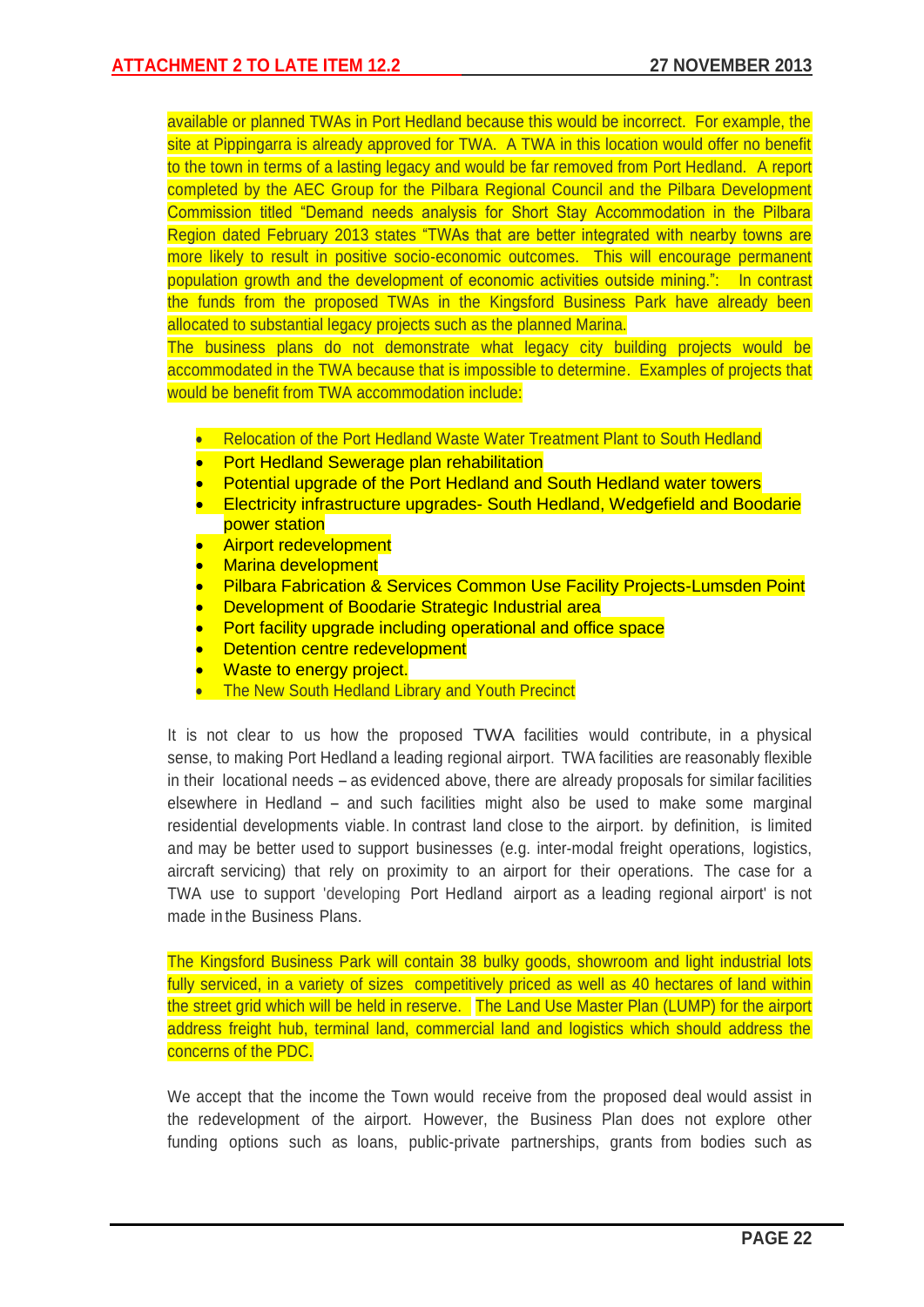available or planned TWAs in Port Hedland because this would be incorrect. For example, the site at Pippingarra is already approved for TWA. A TWA in this location would offer no benefit to the town in terms of a lasting legacy and would be far removed from Port Hedland. A report completed by the AEC Group for the Pilbara Regional Council and the Pilbara Development Commission titled "Demand needs analysis for Short Stay Accommodation in the Pilbara Region dated February 2013 states "TWAs that are better integrated with nearby towns are more likely to result in positive socio-economic outcomes. This will encourage permanent population growth and the development of economic activities outside mining.": In contrast the funds from the proposed TWAs in the Kingsford Business Park have already been allocated to substantial legacy projects such as the planned Marina.

The business plans do not demonstrate what legacy city building projects would be accommodated in the TWA because that is impossible to determine. Examples of projects that would be benefit from TWA accommodation include:

- Relocation of the Port Hedland Waste Water Treatment Plant to South Hedland
- Port Hedland Sewerage plan rehabilitation
- Potential upgrade of the Port Hedland and South Hedland water towers
- Electricity infrastructure upgrades- South Hedland, Wedgefield and Boodarie power station
- Airport redevelopment
- Marina development
- Pilbara Fabrication & Services Common Use Facility Projects-Lumsden Point
- Development of Boodarie Strategic Industrial area
- Port facility upgrade including operational and office space
- Detention centre redevelopment
- Waste to energy project.
- The New South Hedland Library and Youth Precinct

It is not clear to us how the proposed TWA facilities would contribute, in a physical sense, to making Port Hedland a leading regional airport. TWA facilities are reasonably flexible in their locational needs – as evidenced above, there are already proposals for similar facilities elsewhere in Hedland – and such facilities might also be used to make some marginal residential developments viable. In contrast land close to the airport. by definition, is limited and may be better used to support businesses (e.g. inter-modal freight operations, logistics, aircraft servicing) that rely on proximity to an airport for their operations. The case for a TWA use to support 'developing Port Hedland airport as a leading regional airport' is not made in the Business Plans.

The Kingsford Business Park will contain 38 bulky goods, showroom and light industrial lots fully serviced, in a variety of sizes competitively priced as well as 40 hectares of land within the street grid which will be held in reserve. The Land Use Master Plan (LUMP) for the airport address freight hub, terminal land, commercial land and logistics which should address the concerns of the PDC.

We accept that the income the Town would receive from the proposed deal would assist in the redevelopment of the airport. However, the Business Plan does not explore other funding options such as loans, public-private partnerships, grants from bodies such as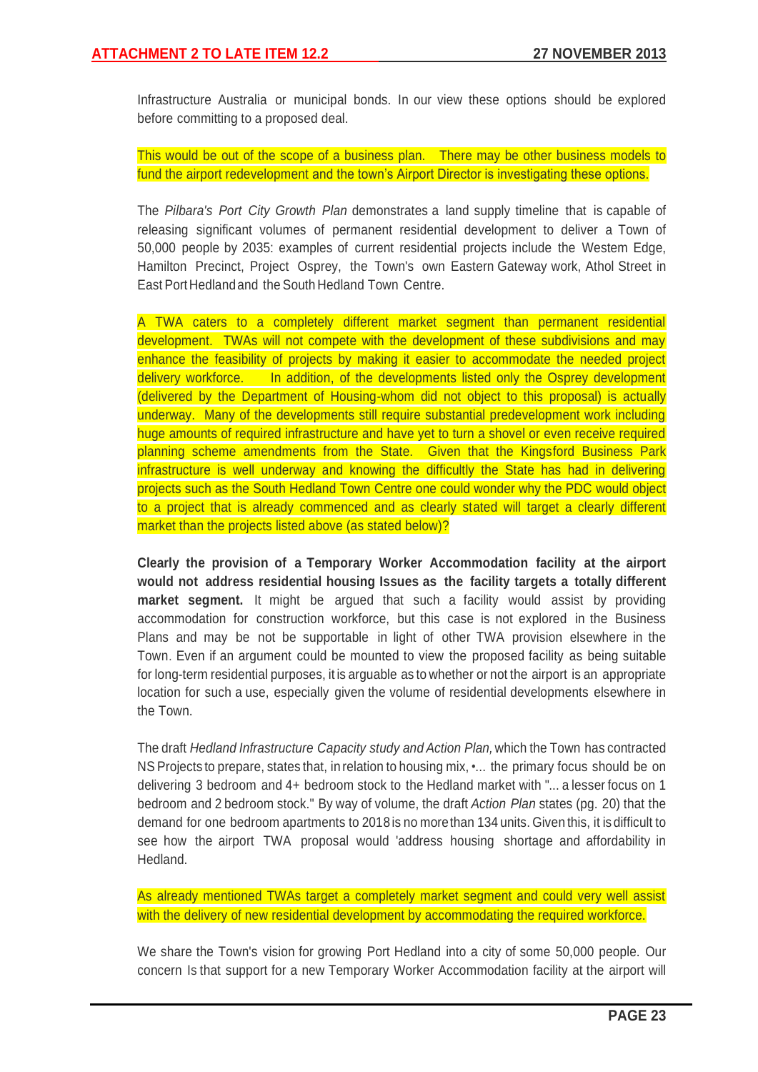Infrastructure Australia or municipal bonds. In our view these options should be explored before committing to a proposed deal.

This would be out of the scope of a business plan. There may be other business models to fund the airport redevelopment and the town's Airport Director is investigating these options.

The *Pilbara's Port City Growth Plan* demonstrates a land supply timeline that is capable of releasing significant volumes of permanent residential development to deliver a Town of 50,000 people by 2035: examples of current residential projects include the Westem Edge, Hamilton Precinct, Project Osprey, the Town's own Eastern Gateway work, Athol Street in East Port Hedland and the South Hedland Town Centre.

A TWA caters to a completely different market segment than permanent residential development. TWAs will not compete with the development of these subdivisions and may enhance the feasibility of projects by making it easier to accommodate the needed project delivery workforce. In addition, of the developments listed only the Osprey development (delivered by the Department of Housing-whom did not object to this proposal) is actually underway. Many of the developments still require substantial predevelopment work including huge amounts of required infrastructure and have yet to turn a shovel or even receive required planning scheme amendments from the State. Given that the Kingsford Business Park infrastructure is well underway and knowing the difficultly the State has had in delivering projects such as the South Hedland Town Centre one could wonder why the PDC would object to a project that is already commenced and as clearly stated will target a clearly different market than the projects listed above (as stated below)?

**Clearly the provision of a Temporary Worker Accommodation facility at the airport would not address residential housing Issues as the facility targets a totally different market segment.** It might be argued that such a facility would assist by providing accommodation for construction workforce, but this case is not explored in the Business Plans and may be not be supportable in light of other TWA provision elsewhere in the Town. Even if an argument could be mounted to view the proposed facility as being suitable for long-term residential purposes, it is arguable as to whether or not the airport is an appropriate location for such a use, especially given the volume of residential developments elsewhere in the Town.

The draft *Hedland Infrastructure Capacity study and Action Plan,* which the Town has contracted NS Projects to prepare, states that, in relation to housing mix, •... the primary focus should be on delivering 3 bedroom and 4+ bedroom stock to the Hedland market with "... a lesser focus on 1 bedroom and 2 bedroom stock." By way of volume, the draft *Action Plan* states (pg. 20) that the demand for one bedroom apartments to 2018 is no more than 134 units. Given this, it is difficult to see how the airport TWA proposal would 'address housing shortage and affordability in Hedland.

As already mentioned TWAs target a completely market segment and could very well assist with the delivery of new residential development by accommodating the required workforce.

We share the Town's vision for growing Port Hedland into a city of some 50,000 people. Our concern Is that support for a new Temporary Worker Accommodation facility at the airport will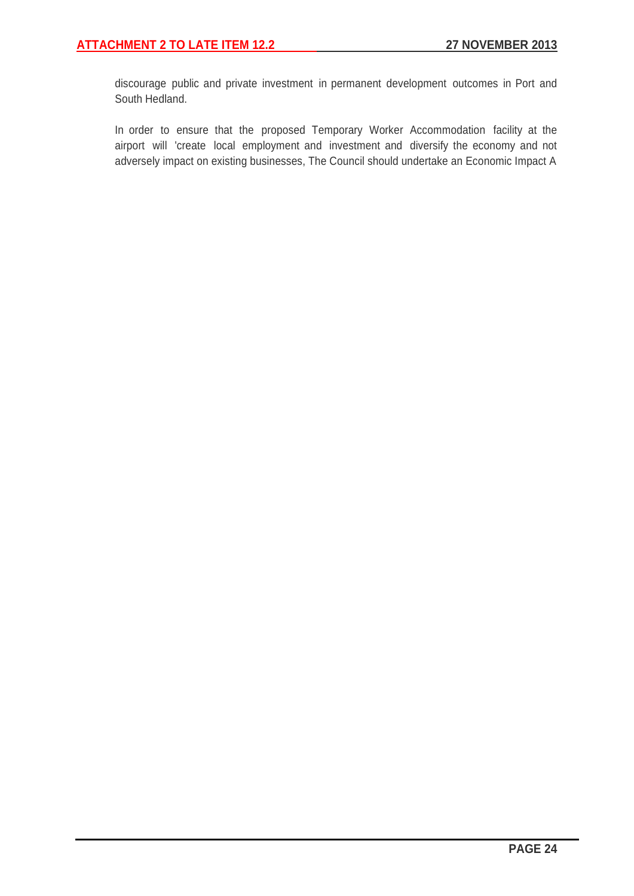discourage public and private investment in permanent development outcomes in Port and South Hedland.

In order to ensure that the proposed Temporary Worker Accommodation facility at the airport will 'create local employment and investment and diversify the economy and not adversely impact on existing businesses, The Council should undertake an Economic Impact A